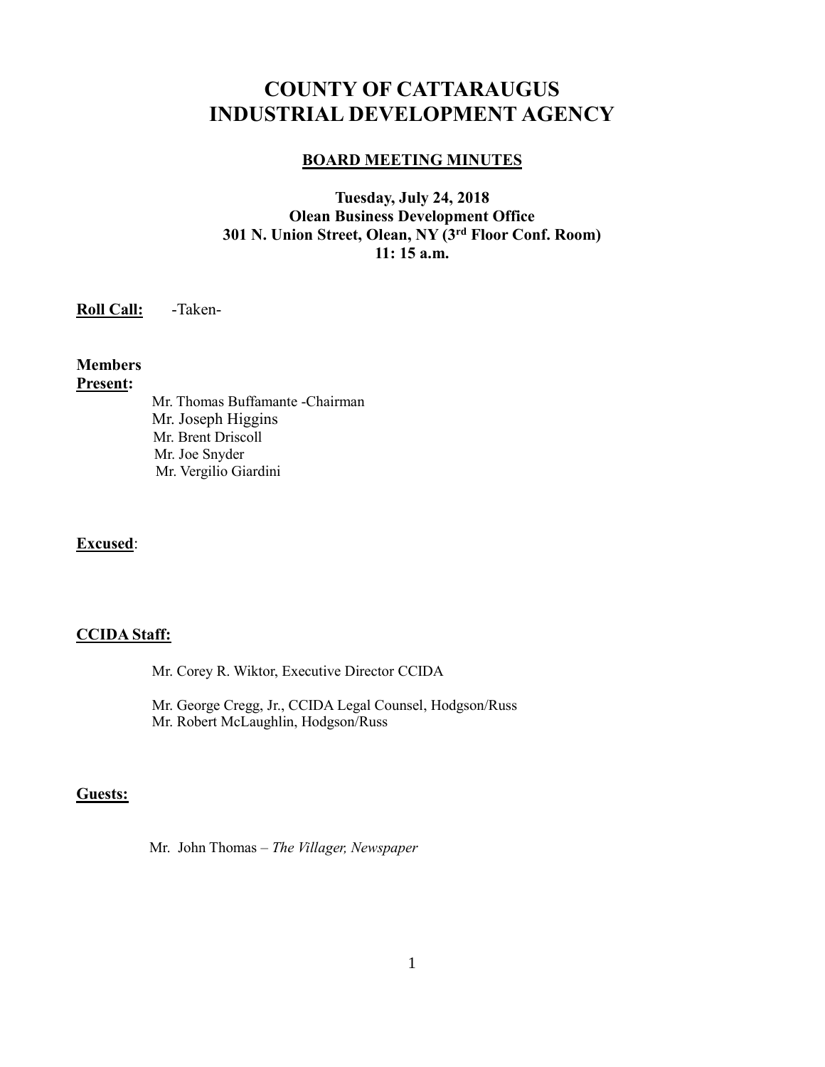# COUNTY OF CATTARAUGUS INDUSTRIAL DEVELOPMENT AGENCY

## BOARD MEETING MINUTES

**Tuesday, July 24, 2018**
**Olean Business Development Office**
**301 N. Union Street, Olean, NY (3rd Floor Conf. Room)**
**11: 15 a.m.**

**Roll Call:** -Taken-

**Members Present:**

Mr. Thomas Buffamante -Chairman
Mr. Joseph Higgins
Mr. Brent Driscoll
Mr. Joe Snyder
Mr. Vergilio Giardini

**Excused**:

**CCIDA Staff:**

Mr. Corey R. Wiktor, Executive Director CCIDA

Mr. George Cregg, Jr., CCIDA Legal Counsel, Hodgson/Russ
Mr. Robert McLaughlin, Hodgson/Russ

**Guests:**

Mr. John Thomas – *The Villager, Newspaper*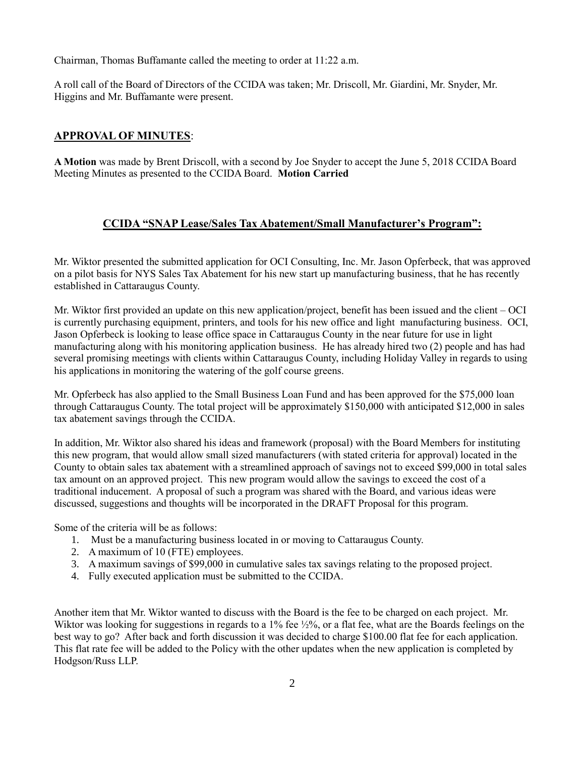Chairman, Thomas Buffamante called the meeting to order at 11:22 a.m.

A roll call of the Board of Directors of the CCIDA was taken; Mr. Driscoll, Mr. Giardini, Mr. Snyder, Mr. Higgins and Mr. Buffamante were present.

## APPROVAL OF MINUTES:

**A Motion** was made by Brent Driscoll, with a second by Joe Snyder to accept the June 5, 2018 CCIDA Board Meeting Minutes as presented to the CCIDA Board. **Motion Carried**

## CCIDA "SNAP Lease/Sales Tax Abatement/Small Manufacturer's Program":

Mr. Wiktor presented the submitted application for OCI Consulting, Inc. Mr. Jason Opferbeck, that was approved on a pilot basis for NYS Sales Tax Abatement for his new start up manufacturing business, that he has recently established in Cattaraugus County.

Mr. Wiktor first provided an update on this new application/project, benefit has been issued and the client – OCI is currently purchasing equipment, printers, and tools for his new office and light manufacturing business. OCI, Jason Opferbeck is looking to lease office space in Cattaraugus County in the near future for use in light manufacturing along with his monitoring application business. He has already hired two (2) people and has had several promising meetings with clients within Cattaraugus County, including Holiday Valley in regards to using his applications in monitoring the watering of the golf course greens.

Mr. Opferbeck has also applied to the Small Business Loan Fund and has been approved for the $75,000 loan through Cattaraugus County. The total project will be approximately $150,000 with anticipated $12,000 in sales tax abatement savings through the CCIDA.

In addition, Mr. Wiktor also shared his ideas and framework (proposal) with the Board Members for instituting this new program, that would allow small sized manufacturers (with stated criteria for approval) located in the County to obtain sales tax abatement with a streamlined approach of savings not to exceed $99,000 in total sales tax amount on an approved project. This new program would allow the savings to exceed the cost of a traditional inducement. A proposal of such a program was shared with the Board, and various ideas were discussed, suggestions and thoughts will be incorporated in the DRAFT Proposal for this program.

Some of the criteria will be as follows:

1. Must be a manufacturing business located in or moving to Cattaraugus County.
2. A maximum of 10 (FTE) employees.
3. A maximum savings of $99,000 in cumulative sales tax savings relating to the proposed project.
4. Fully executed application must be submitted to the CCIDA.

Another item that Mr. Wiktor wanted to discuss with the Board is the fee to be charged on each project. Mr. Wiktor was looking for suggestions in regards to a 1% fee ½%, or a flat fee, what are the Boards feelings on the best way to go? After back and forth discussion it was decided to charge $100.00 flat fee for each application. This flat rate fee will be added to the Policy with the other updates when the new application is completed by Hodgson/Russ LLP.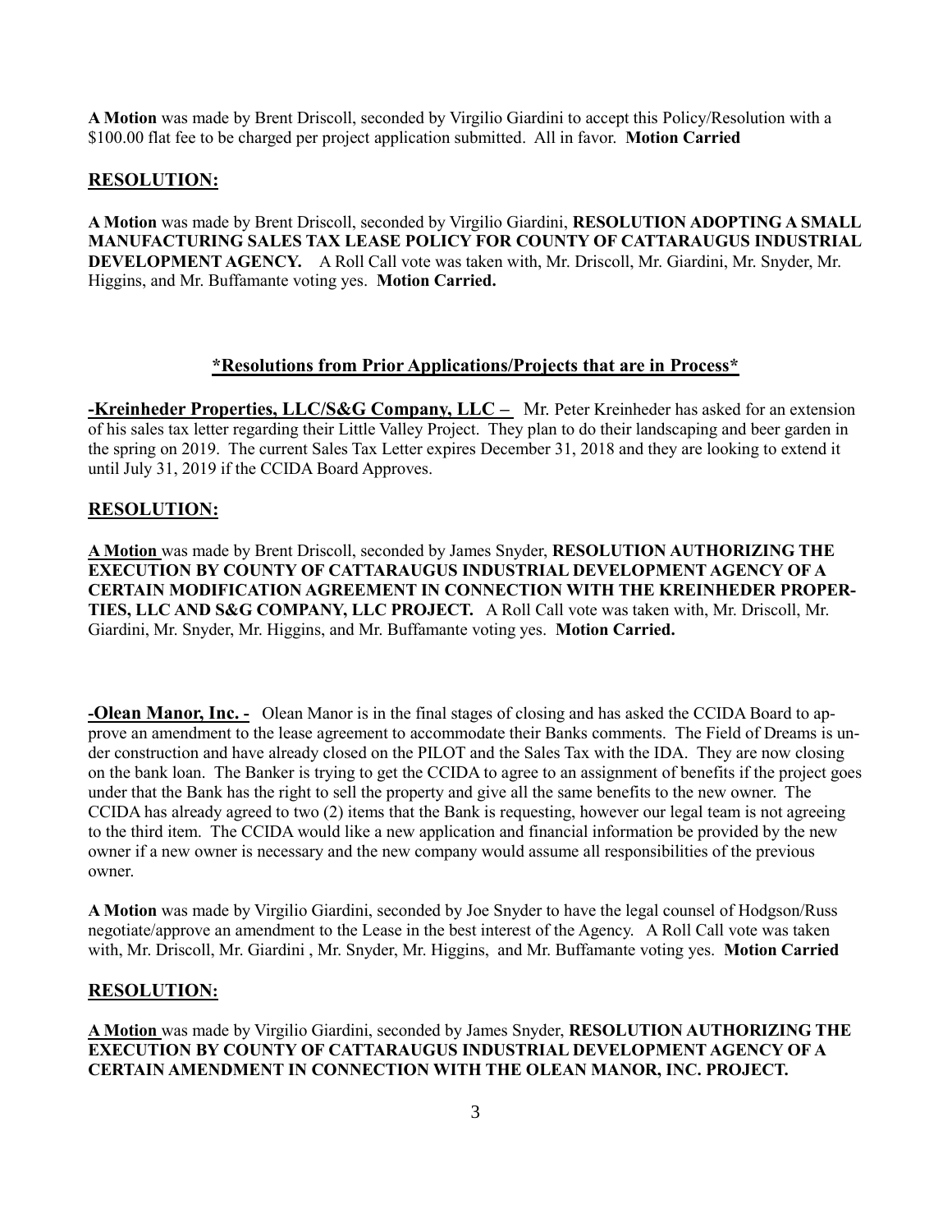**A Motion** was made by Brent Driscoll, seconded by Virgilio Giardini to accept this Policy/Resolution with a $100.00 flat fee to be charged per project application submitted. All in favor. **Motion Carried**

## RESOLUTION:

**A Motion** was made by Brent Driscoll, seconded by Virgilio Giardini, **RESOLUTION ADOPTING A SMALL MANUFACTURING SALES TAX LEASE POLICY FOR COUNTY OF CATTARAUGUS INDUSTRIAL DEVELOPMENT AGENCY.** A Roll Call vote was taken with, Mr. Driscoll, Mr. Giardini, Mr. Snyder, Mr. Higgins, and Mr. Buffamante voting yes. **Motion Carried.**

## \*Resolutions from Prior Applications/Projects that are in Process\*

**-Kreinheder Properties, LLC/S&G Company, LLC –** Mr. Peter Kreinheder has asked for an extension of his sales tax letter regarding their Little Valley Project. They plan to do their landscaping and beer garden in the spring on 2019. The current Sales Tax Letter expires December 31, 2018 and they are looking to extend it until July 31, 2019 if the CCIDA Board Approves.

## RESOLUTION:

**A Motion** was made by Brent Driscoll, seconded by James Snyder, **RESOLUTION AUTHORIZING THE EXECUTION BY COUNTY OF CATTARAUGUS INDUSTRIAL DEVELOPMENT AGENCY OF A CERTAIN MODIFICATION AGREEMENT IN CONNECTION WITH THE KREINHEDER PROPERTIES, LLC AND S&G COMPANY, LLC PROJECT.** A Roll Call vote was taken with, Mr. Driscoll, Mr. Giardini, Mr. Snyder, Mr. Higgins, and Mr. Buffamante voting yes. **Motion Carried.**

**-Olean Manor, Inc. -** Olean Manor is in the final stages of closing and has asked the CCIDA Board to approve an amendment to the lease agreement to accommodate their Banks comments. The Field of Dreams is under construction and have already closed on the PILOT and the Sales Tax with the IDA. They are now closing on the bank loan. The Banker is trying to get the CCIDA to agree to an assignment of benefits if the project goes under that the Bank has the right to sell the property and give all the same benefits to the new owner. The CCIDA has already agreed to two (2) items that the Bank is requesting, however our legal team is not agreeing to the third item. The CCIDA would like a new application and financial information be provided by the new owner if a new owner is necessary and the new company would assume all responsibilities of the previous owner.

**A Motion** was made by Virgilio Giardini, seconded by Joe Snyder to have the legal counsel of Hodgson/Russ negotiate/approve an amendment to the Lease in the best interest of the Agency. A Roll Call vote was taken with, Mr. Driscoll, Mr. Giardini , Mr. Snyder, Mr. Higgins, and Mr. Buffamante voting yes. **Motion Carried**

## RESOLUTION:

**A Motion** was made by Virgilio Giardini, seconded by James Snyder, **RESOLUTION AUTHORIZING THE EXECUTION BY COUNTY OF CATTARAUGUS INDUSTRIAL DEVELOPMENT AGENCY OF A CERTAIN AMENDMENT IN CONNECTION WITH THE OLEAN MANOR, INC. PROJECT.**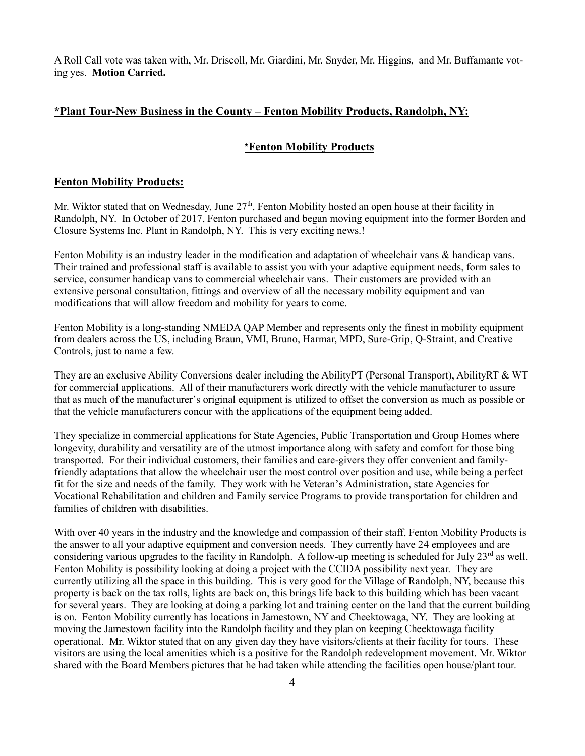A Roll Call vote was taken with, Mr. Driscoll, Mr. Giardini, Mr. Snyder, Mr. Higgins, and Mr. Buffamante voting yes. **Motion Carried.**

## **\*Plant Tour-New Business in the County – Fenton Mobility Products, Randolph, NY:**

### **\*Fenton Mobility Products**

### **Fenton Mobility Products:**

Mr. Wiktor stated that on Wednesday, June 27th, Fenton Mobility hosted an open house at their facility in Randolph, NY. In October of 2017, Fenton purchased and began moving equipment into the former Borden and Closure Systems Inc. Plant in Randolph, NY. This is very exciting news.!

Fenton Mobility is an industry leader in the modification and adaptation of wheelchair vans & handicap vans. Their trained and professional staff is available to assist you with your adaptive equipment needs, form sales to service, consumer handicap vans to commercial wheelchair vans. Their customers are provided with an extensive personal consultation, fittings and overview of all the necessary mobility equipment and van modifications that will allow freedom and mobility for years to come.

Fenton Mobility is a long-standing NMEDA QAP Member and represents only the finest in mobility equipment from dealers across the US, including Braun, VMI, Bruno, Harmar, MPD, Sure-Grip, Q-Straint, and Creative Controls, just to name a few.

They are an exclusive Ability Conversions dealer including the AbilityPT (Personal Transport), AbilityRT & WT for commercial applications. All of their manufacturers work directly with the vehicle manufacturer to assure that as much of the manufacturer's original equipment is utilized to offset the conversion as much as possible or that the vehicle manufacturers concur with the applications of the equipment being added.

They specialize in commercial applications for State Agencies, Public Transportation and Group Homes where longevity, durability and versatility are of the utmost importance along with safety and comfort for those bing transported. For their individual customers, their families and care-givers they offer convenient and family-friendly adaptations that allow the wheelchair user the most control over position and use, while being a perfect fit for the size and needs of the family. They work with he Veteran's Administration, state Agencies for Vocational Rehabilitation and children and Family service Programs to provide transportation for children and families of children with disabilities.

With over 40 years in the industry and the knowledge and compassion of their staff, Fenton Mobility Products is the answer to all your adaptive equipment and conversion needs. They currently have 24 employees and are considering various upgrades to the facility in Randolph. A follow-up meeting is scheduled for July 23rd as well. Fenton Mobility is possibility looking at doing a project with the CCIDA possibility next year. They are currently utilizing all the space in this building. This is very good for the Village of Randolph, NY, because this property is back on the tax rolls, lights are back on, this brings life back to this building which has been vacant for several years. They are looking at doing a parking lot and training center on the land that the current building is on. Fenton Mobility currently has locations in Jamestown, NY and Cheektowaga, NY. They are looking at moving the Jamestown facility into the Randolph facility and they plan on keeping Cheektowaga facility operational. Mr. Wiktor stated that on any given day they have visitors/clients at their facility for tours. These visitors are using the local amenities which is a positive for the Randolph redevelopment movement. Mr. Wiktor shared with the Board Members pictures that he had taken while attending the facilities open house/plant tour.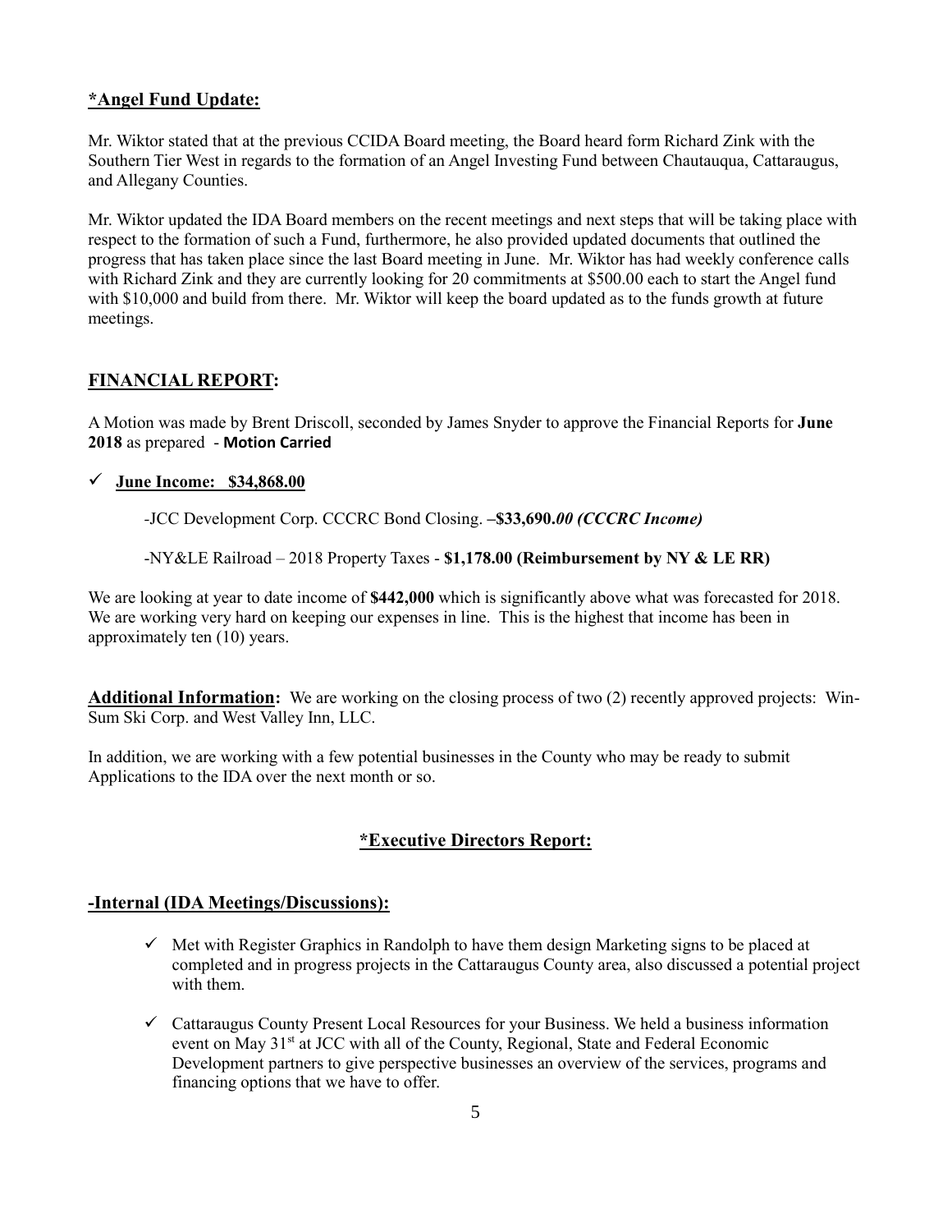**\*Angel Fund Update:**

Mr. Wiktor stated that at the previous CCIDA Board meeting, the Board heard form Richard Zink with the Southern Tier West in regards to the formation of an Angel Investing Fund between Chautauqua, Cattaraugus, and Allegany Counties.

Mr. Wiktor updated the IDA Board members on the recent meetings and next steps that will be taking place with respect to the formation of such a Fund, furthermore, he also provided updated documents that outlined the progress that has taken place since the last Board meeting in June. Mr. Wiktor has had weekly conference calls with Richard Zink and they are currently looking for 20 commitments at $500.00 each to start the Angel fund with $10,000 and build from there. Mr. Wiktor will keep the board updated as to the funds growth at future meetings.

## FINANCIAL REPORT:

A Motion was made by Brent Driscoll, seconded by James Snyder to approve the Financial Reports for **June 2018** as prepared - **Motion Carried**

- ✓ **June Income: $34,868.00**

  -JCC Development Corp. CCCRC Bond Closing. **–$33,690*.00 (CCCRC Income)***

  -NY&LE Railroad – 2018 Property Taxes - **$1,178.00 (Reimbursement by NY & LE RR)**

We are looking at year to date income of **$442,000** which is significantly above what was forecasted for 2018. We are working very hard on keeping our expenses in line. This is the highest that income has been in approximately ten (10) years.

**Additional Information:** We are working on the closing process of two (2) recently approved projects: Win-Sum Ski Corp. and West Valley Inn, LLC.

In addition, we are working with a few potential businesses in the County who may be ready to submit Applications to the IDA over the next month or so.

## \*Executive Directors Report:

### -Internal (IDA Meetings/Discussions):

- ✓ Met with Register Graphics in Randolph to have them design Marketing signs to be placed at completed and in progress projects in the Cattaraugus County area, also discussed a potential project with them.
- ✓ Cattaraugus County Present Local Resources for your Business. We held a business information event on May 31st at JCC with all of the County, Regional, State and Federal Economic Development partners to give perspective businesses an overview of the services, programs and financing options that we have to offer.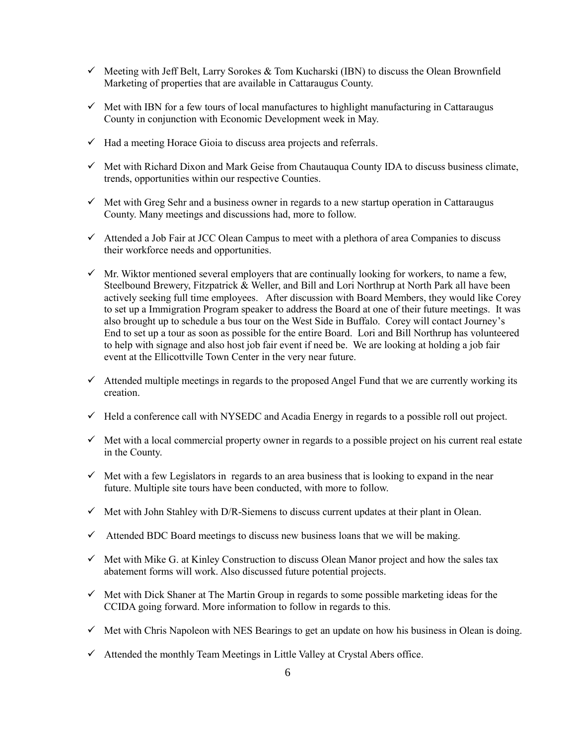- ✓ Meeting with Jeff Belt, Larry Sorokes & Tom Kucharski (IBN) to discuss the Olean Brownfield Marketing of properties that are available in Cattaraugus County.

- ✓ Met with IBN for a few tours of local manufactures to highlight manufacturing in Cattaraugus County in conjunction with Economic Development week in May.

- ✓ Had a meeting Horace Gioia to discuss area projects and referrals.

- ✓ Met with Richard Dixon and Mark Geise from Chautauqua County IDA to discuss business climate, trends, opportunities within our respective Counties.

- ✓ Met with Greg Sehr and a business owner in regards to a new startup operation in Cattaraugus County. Many meetings and discussions had, more to follow.

- ✓ Attended a Job Fair at JCC Olean Campus to meet with a plethora of area Companies to discuss their workforce needs and opportunities.

- ✓ Mr. Wiktor mentioned several employers that are continually looking for workers, to name a few, Steelbound Brewery, Fitzpatrick & Weller, and Bill and Lori Northrup at North Park all have been actively seeking full time employees. After discussion with Board Members, they would like Corey to set up a Immigration Program speaker to address the Board at one of their future meetings. It was also brought up to schedule a bus tour on the West Side in Buffalo. Corey will contact Journey's End to set up a tour as soon as possible for the entire Board. Lori and Bill Northrup has volunteered to help with signage and also host job fair event if need be. We are looking at holding a job fair event at the Ellicottville Town Center in the very near future.

- ✓ Attended multiple meetings in regards to the proposed Angel Fund that we are currently working its creation.

- ✓ Held a conference call with NYSEDC and Acadia Energy in regards to a possible roll out project.

- ✓ Met with a local commercial property owner in regards to a possible project on his current real estate in the County.

- ✓ Met with a few Legislators in regards to an area business that is looking to expand in the near future. Multiple site tours have been conducted, with more to follow.

- ✓ Met with John Stahley with D/R-Siemens to discuss current updates at their plant in Olean.

- ✓ Attended BDC Board meetings to discuss new business loans that we will be making.

- ✓ Met with Mike G. at Kinley Construction to discuss Olean Manor project and how the sales tax abatement forms will work. Also discussed future potential projects.

- ✓ Met with Dick Shaner at The Martin Group in regards to some possible marketing ideas for the CCIDA going forward. More information to follow in regards to this.

- ✓ Met with Chris Napoleon with NES Bearings to get an update on how his business in Olean is doing.

- ✓ Attended the monthly Team Meetings in Little Valley at Crystal Abers office.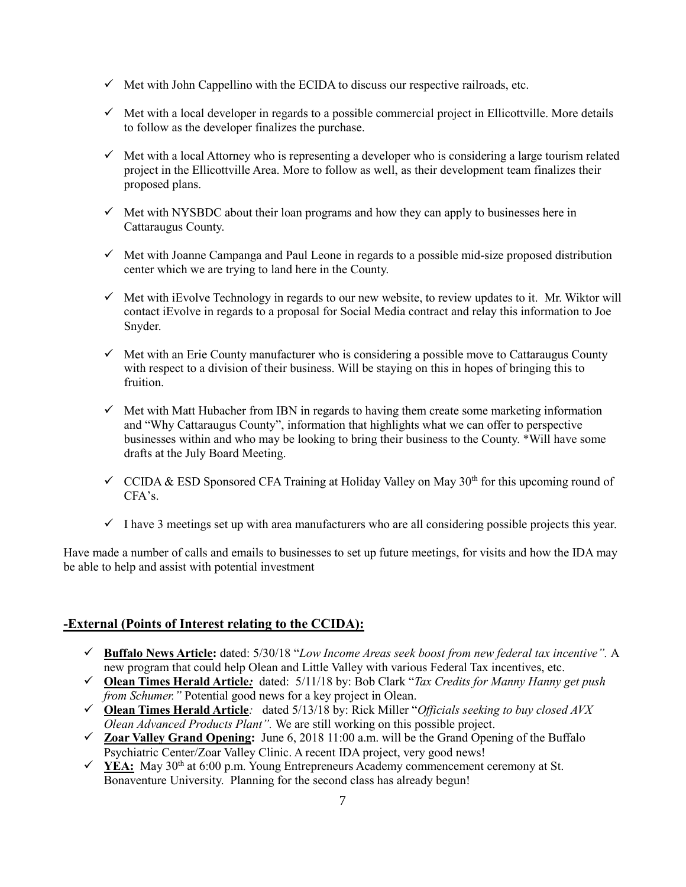- ✓ Met with John Cappellino with the ECIDA to discuss our respective railroads, etc.
- ✓ Met with a local developer in regards to a possible commercial project in Ellicottville. More details to follow as the developer finalizes the purchase.
- ✓ Met with a local Attorney who is representing a developer who is considering a large tourism related project in the Ellicottville Area. More to follow as well, as their development team finalizes their proposed plans.
- ✓ Met with NYSBDC about their loan programs and how they can apply to businesses here in Cattaraugus County.
- ✓ Met with Joanne Campanga and Paul Leone in regards to a possible mid-size proposed distribution center which we are trying to land here in the County.
- ✓ Met with iEvolve Technology in regards to our new website, to review updates to it. Mr. Wiktor will contact iEvolve in regards to a proposal for Social Media contract and relay this information to Joe Snyder.
- ✓ Met with an Erie County manufacturer who is considering a possible move to Cattaraugus County with respect to a division of their business. Will be staying on this in hopes of bringing this to fruition.
- ✓ Met with Matt Hubacher from IBN in regards to having them create some marketing information and "Why Cattaraugus County", information that highlights what we can offer to perspective businesses within and who may be looking to bring their business to the County. *Will have some drafts at the July Board Meeting.
- ✓ CCIDA & ESD Sponsored CFA Training at Holiday Valley on May 30th for this upcoming round of CFA's.
- ✓ I have 3 meetings set up with area manufacturers who are all considering possible projects this year.

Have made a number of calls and emails to businesses to set up future meetings, for visits and how the IDA may be able to help and assist with potential investment

## -External (Points of Interest relating to the CCIDA):

- ✓ **Buffalo News Article:** dated: 5/30/18 "*Low Income Areas seek boost from new federal tax incentive".* A new program that could help Olean and Little Valley with various Federal Tax incentives, etc.
- ✓ **Olean Times Herald Article:** dated: 5/11/18 by: Bob Clark "*Tax Credits for Manny Hanny get push from Schumer."* Potential good news for a key project in Olean.
- ✓ **Olean Times Herald Article**: dated 5/13/18 by: Rick Miller "*Officials seeking to buy closed AVX Olean Advanced Products Plant".* We are still working on this possible project.
- ✓ **Zoar Valley Grand Opening:** June 6, 2018 11:00 a.m. will be the Grand Opening of the Buffalo Psychiatric Center/Zoar Valley Clinic. A recent IDA project, very good news!
- ✓ **YEA:** May 30th at 6:00 p.m. Young Entrepreneurs Academy commencement ceremony at St. Bonaventure University. Planning for the second class has already begun!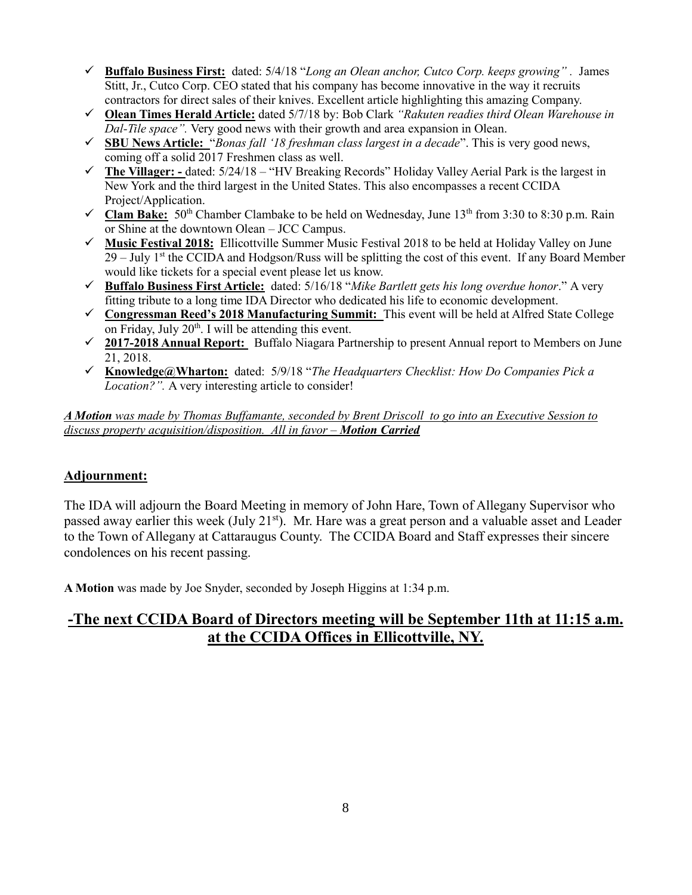- ✓ **Buffalo Business First:** dated: 5/4/18 "*Long an Olean anchor, Cutco Corp. keeps growing"* . James Stitt, Jr., Cutco Corp. CEO stated that his company has become innovative in the way it recruits contractors for direct sales of their knives. Excellent article highlighting this amazing Company.
- ✓ **Olean Times Herald Article:** dated 5/7/18 by: Bob Clark *"Rakuten readies third Olean Warehouse in Dal-Tile space".* Very good news with their growth and area expansion in Olean.
- ✓ **SBU News Article:** "*Bonas fall '18 freshman class largest in a decade*". This is very good news, coming off a solid 2017 Freshmen class as well.
- ✓ **The Villager: -** dated: 5/24/18 – "HV Breaking Records" Holiday Valley Aerial Park is the largest in New York and the third largest in the United States. This also encompasses a recent CCIDA Project/Application.
- ✓ **Clam Bake:** 50th Chamber Clambake to be held on Wednesday, June 13th from 3:30 to 8:30 p.m. Rain or Shine at the downtown Olean – JCC Campus.
- ✓ **Music Festival 2018:** Ellicottville Summer Music Festival 2018 to be held at Holiday Valley on June 29 – July 1st the CCIDA and Hodgson/Russ will be splitting the cost of this event. If any Board Member would like tickets for a special event please let us know.
- ✓ **Buffalo Business First Article:** dated: 5/16/18 "*Mike Bartlett gets his long overdue honor*." A very fitting tribute to a long time IDA Director who dedicated his life to economic development.
- ✓ **Congressman Reed's 2018 Manufacturing Summit:** This event will be held at Alfred State College on Friday, July 20th. I will be attending this event.
- ✓ **2017-2018 Annual Report:** Buffalo Niagara Partnership to present Annual report to Members on June 21, 2018.
- ✓ **Knowledge@Wharton:** dated: 5/9/18 "*The Headquarters Checklist: How Do Companies Pick a Location?".* A very interesting article to consider!

***A Motion*** *was made by Thomas Buffamante, seconded by Brent Driscoll to go into an Executive Session to discuss property acquisition/disposition. All in favor –* ***Motion Carried***

**Adjournment:**

The IDA will adjourn the Board Meeting in memory of John Hare, Town of Allegany Supervisor who passed away earlier this week (July 21st). Mr. Hare was a great person and a valuable asset and Leader to the Town of Allegany at Cattaraugus County. The CCIDA Board and Staff expresses their sincere condolences on his recent passing.

**A Motion** was made by Joe Snyder, seconded by Joseph Higgins at 1:34 p.m.

## -The next CCIDA Board of Directors meeting will be September 11th at 11:15 a.m. at the CCIDA Offices in Ellicottville, NY.